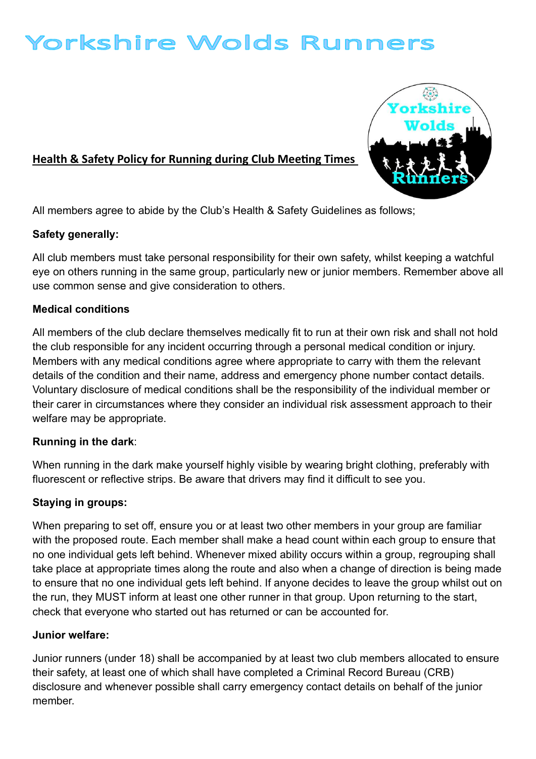# Yorkshire Wolds Runners

## Health & Safety Policy for Running during Club Meeting Times

All members agree to abide by the Club's Health & Safety Guidelines as follows;

**Safety generally:**

All club members must take personal responsibility for their own safety, whilst keeping a watchful eye on others running in the same group, particularly new or junior members. Remember above all use common sense and give consideration to others.

**Medical conditions**

All members of the club declare themselves medically fit to run at their own risk and shall not hold the club responsible for any incident occurring through a personal medical condition or injury. Members with any medical conditions agree where appropriate to carry with them the relevant details of the condition and their name, address and emergency phone number contact details. Voluntary disclosure of medical conditions shall be the responsibility of the individual member or their carer in circumstances where they consider an individual risk assessment approach to their welfare may be appropriate.

**Running in the dark**:

When running in the dark make yourself highly visible by wearing bright clothing, preferably with fluorescent or reflective strips. Be aware that drivers may find it difficult to see you.

**Staying in groups:**

When preparing to set off, ensure you or at least two other members in your group are familiar with the proposed route. Each member shall make a head count within each group to ensure that no one individual gets left behind. Whenever mixed ability occurs within a group, regrouping shall take place at appropriate times along the route and also when a change of direction is being made to ensure that no one individual gets left behind. If anyone decides to leave the group whilst out on the run, they MUST inform at least one other runner in that group. Upon returning to the start, check that everyone who started out has returned or can be accounted for.

**Junior welfare:**

Junior runners (under 18) shall be accompanied by at least two club members allocated to ensure their safety, at least one of which shall have completed a Criminal Record Bureau (CRB) disclosure and whenever possible shall carry emergency contact details on behalf of the junior member.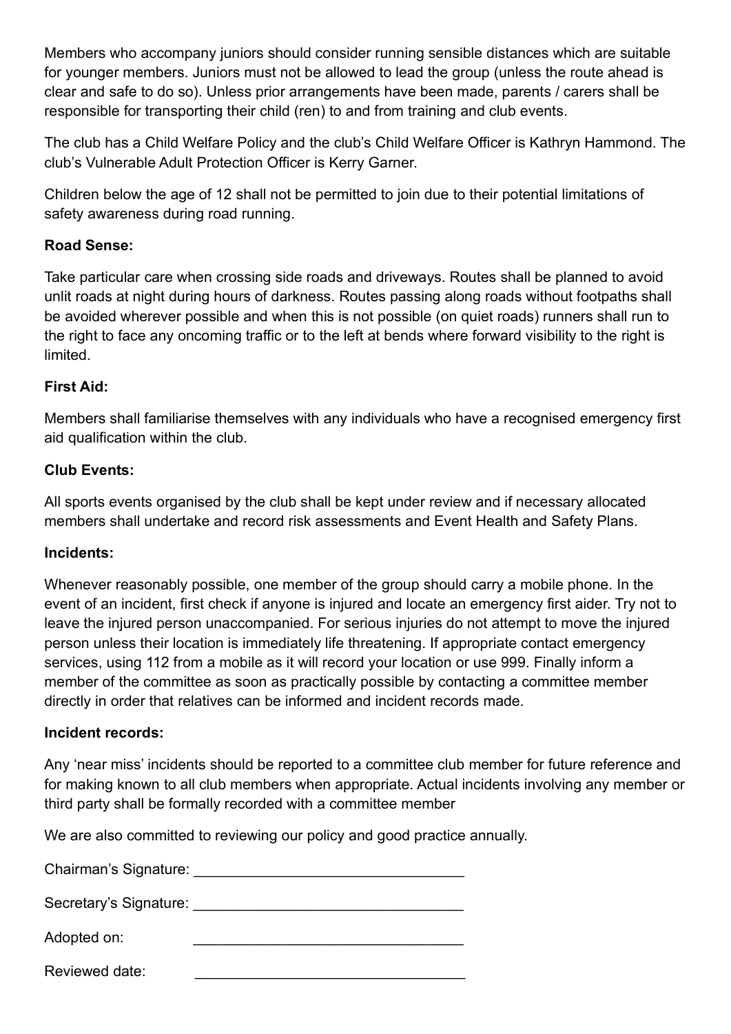Members who accompany juniors should consider running sensible distances which are suitable for younger members. Juniors must not be allowed to lead the group (unless the route ahead is clear and safe to do so). Unless prior arrangements have been made, parents / carers shall be responsible for transporting their child (ren) to and from training and club events.

The club has a Child Welfare Policy and the club's Child Welfare Officer is Kathryn Hammond. The club's Vulnerable Adult Protection Officer is Kerry Garner.

Children below the age of 12 shall not be permitted to join due to their potential limitations of safety awareness during road running.

**Road Sense:**

Take particular care when crossing side roads and driveways. Routes shall be planned to avoid unlit roads at night during hours of darkness. Routes passing along roads without footpaths shall be avoided wherever possible and when this is not possible (on quiet roads) runners shall run to the right to face any oncoming traffic or to the left at bends where forward visibility to the right is limited.

**First Aid:**

Members shall familiarise themselves with any individuals who have a recognised emergency first aid qualification within the club.

**Club Events:**

All sports events organised by the club shall be kept under review and if necessary allocated members shall undertake and record risk assessments and Event Health and Safety Plans.

**Incidents:**

Whenever reasonably possible, one member of the group should carry a mobile phone. In the event of an incident, first check if anyone is injured and locate an emergency first aider. Try not to leave the injured person unaccompanied. For serious injuries do not attempt to move the injured person unless their location is immediately life threatening. If appropriate contact emergency services, using 112 from a mobile as it will record your location or use 999. Finally inform a member of the committee as soon as practically possible by contacting a committee member directly in order that relatives can be informed and incident records made.

**Incident records:**

Any 'near miss' incidents should be reported to a committee club member for future reference and for making known to all club members when appropriate. Actual incidents involving any member or third party shall be formally recorded with a committee member

We are also committed to reviewing our policy and good practice annually.

Chairman's Signature: ________________________________

Secretary's Signature: ________________________________

Adopted on: ________________________________

Reviewed date: ________________________________